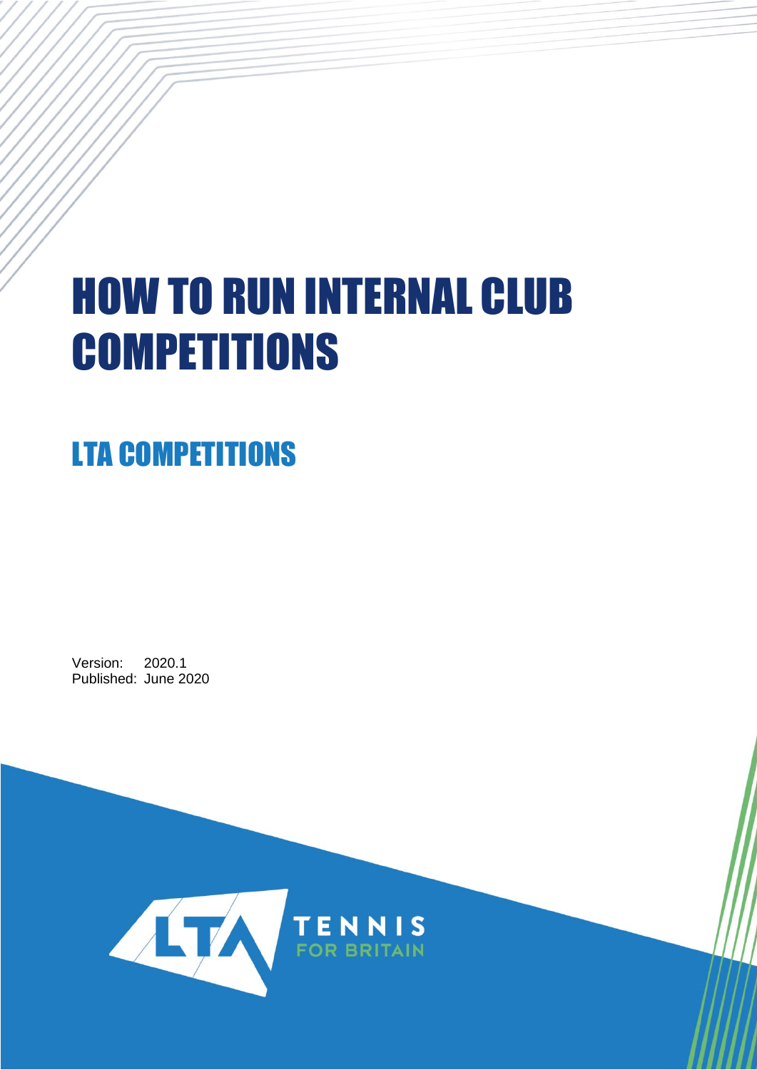# HOW TO RUN INTERNAL CLUB COMPETITIONS

## LTA COMPETITIONS

Version: 2020.1
Published: June 2020

LTA TENNIS FOR BRITAIN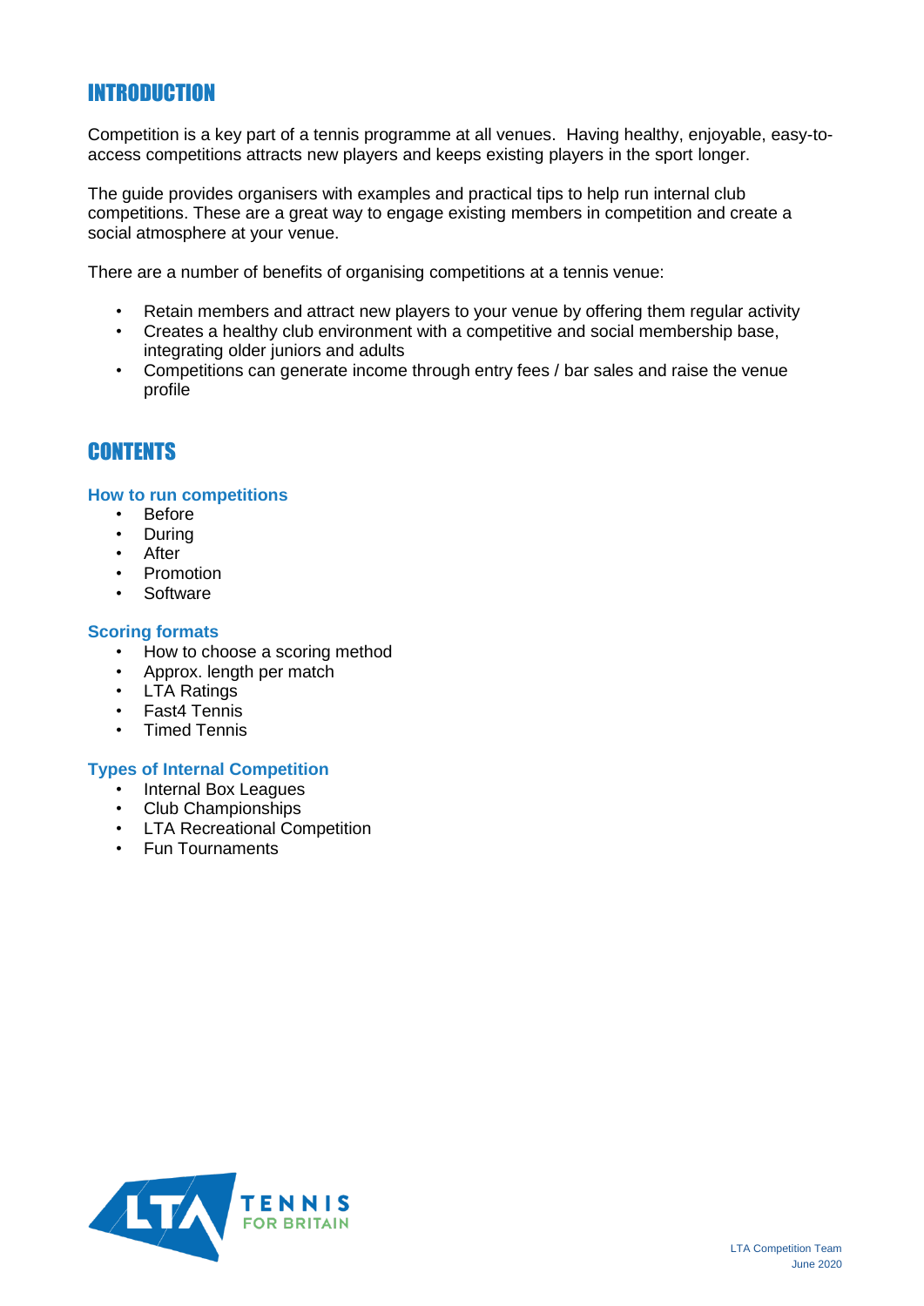# INTRODUCTION

Competition is a key part of a tennis programme at all venues. Having healthy, enjoyable, easy-to-access competitions attracts new players and keeps existing players in the sport longer.

The guide provides organisers with examples and practical tips to help run internal club competitions. These are a great way to engage existing members in competition and create a social atmosphere at your venue.

There are a number of benefits of organising competitions at a tennis venue:

- Retain members and attract new players to your venue by offering them regular activity
- Creates a healthy club environment with a competitive and social membership base, integrating older juniors and adults
- Competitions can generate income through entry fees / bar sales and raise the venue profile

# CONTENTS

### How to run competitions

- Before
- During
- After
- Promotion
- Software

### Scoring formats

- How to choose a scoring method
- Approx. length per match
- LTA Ratings
- Fast4 Tennis
- Timed Tennis

### Types of Internal Competition

- Internal Box Leagues
- Club Championships
- LTA Recreational Competition
- Fun Tournaments

LTA Competition Team
June 2020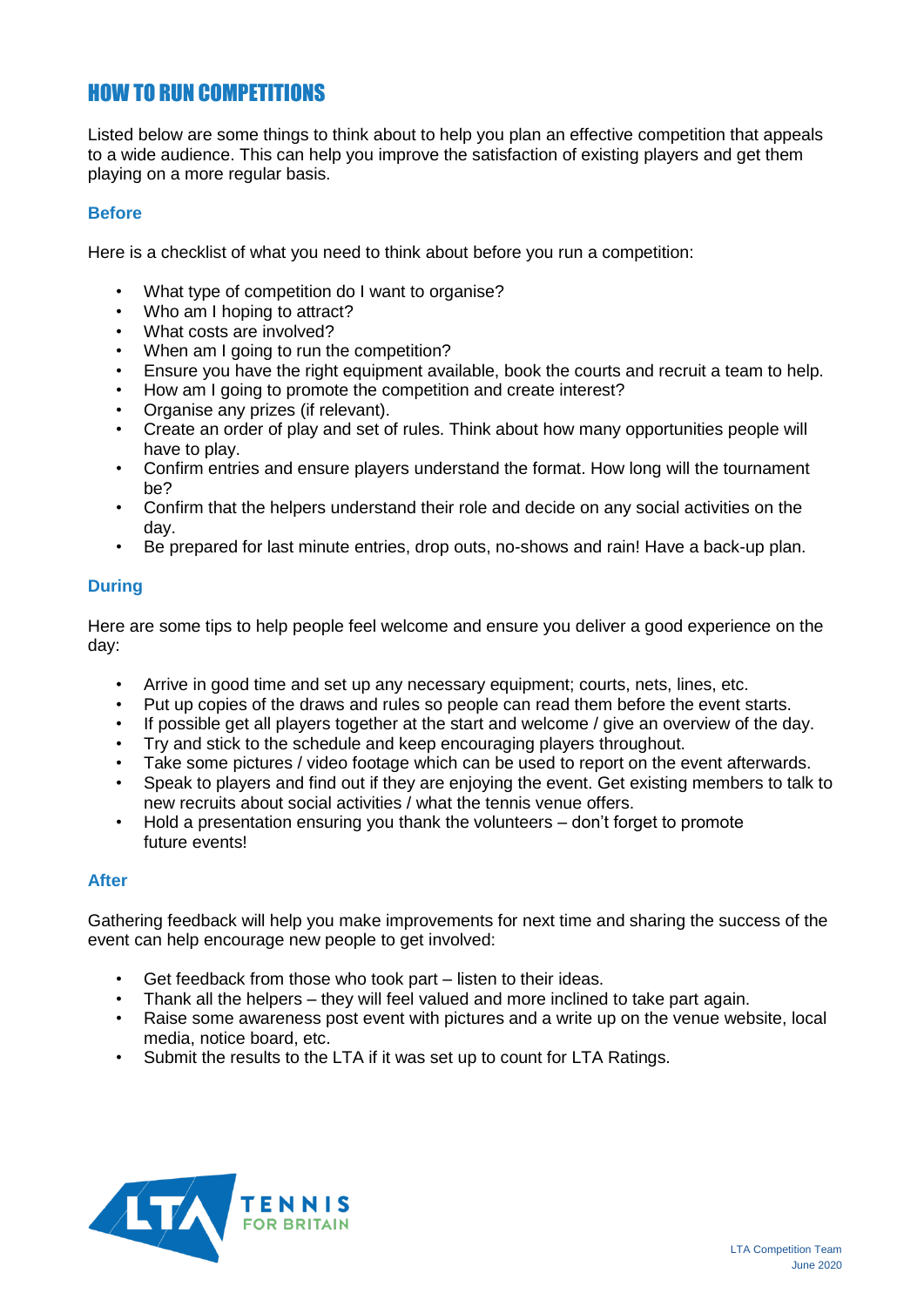# HOW TO RUN COMPETITIONS

Listed below are some things to think about to help you plan an effective competition that appeals to a wide audience. This can help you improve the satisfaction of existing players and get them playing on a more regular basis.

## Before

Here is a checklist of what you need to think about before you run a competition:

- What type of competition do I want to organise?
- Who am I hoping to attract?
- What costs are involved?
- When am I going to run the competition?
- Ensure you have the right equipment available, book the courts and recruit a team to help.
- How am I going to promote the competition and create interest?
- Organise any prizes (if relevant).
- Create an order of play and set of rules. Think about how many opportunities people will have to play.
- Confirm entries and ensure players understand the format. How long will the tournament be?
- Confirm that the helpers understand their role and decide on any social activities on the day.
- Be prepared for last minute entries, drop outs, no-shows and rain! Have a back-up plan.

## During

Here are some tips to help people feel welcome and ensure you deliver a good experience on the day:

- Arrive in good time and set up any necessary equipment; courts, nets, lines, etc.
- Put up copies of the draws and rules so people can read them before the event starts.
- If possible get all players together at the start and welcome / give an overview of the day.
- Try and stick to the schedule and keep encouraging players throughout.
- Take some pictures / video footage which can be used to report on the event afterwards.
- Speak to players and find out if they are enjoying the event. Get existing members to talk to new recruits about social activities / what the tennis venue offers.
- Hold a presentation ensuring you thank the volunteers – don't forget to promote future events!

## After

Gathering feedback will help you make improvements for next time and sharing the success of the event can help encourage new people to get involved:

- Get feedback from those who took part – listen to their ideas.
- Thank all the helpers – they will feel valued and more inclined to take part again.
- Raise some awareness post event with pictures and a write up on the venue website, local media, notice board, etc.
- Submit the results to the LTA if it was set up to count for LTA Ratings.

LTA Competition Team
June 2020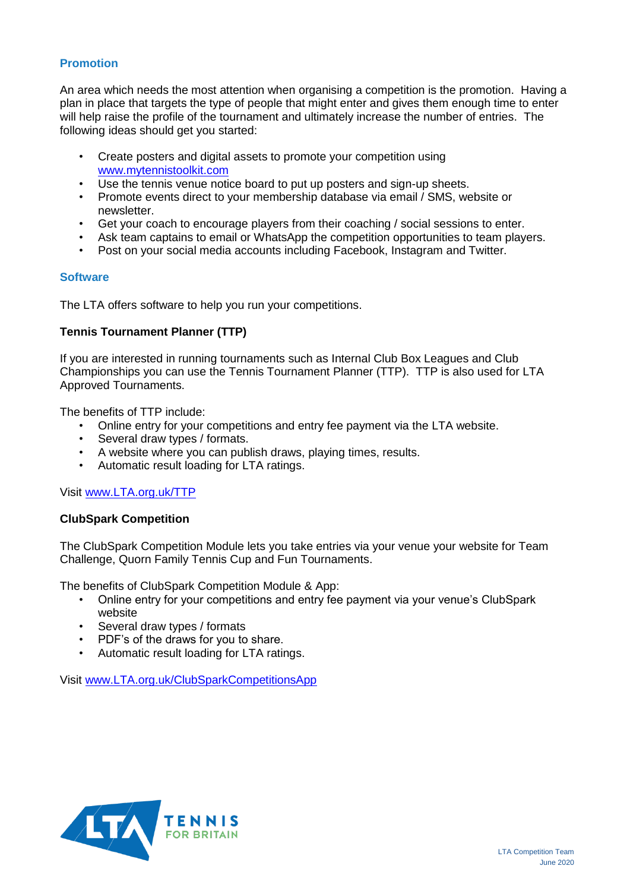## Promotion

An area which needs the most attention when organising a competition is the promotion. Having a plan in place that targets the type of people that might enter and gives them enough time to enter will help raise the profile of the tournament and ultimately increase the number of entries. The following ideas should get you started:

- Create posters and digital assets to promote your competition using [www.mytennistoolkit.com](http://www.mytennistoolkit.com)
- Use the tennis venue notice board to put up posters and sign-up sheets.
- Promote events direct to your membership database via email / SMS, website or newsletter.
- Get your coach to encourage players from their coaching / social sessions to enter.
- Ask team captains to email or WhatsApp the competition opportunities to team players.
- Post on your social media accounts including Facebook, Instagram and Twitter.

## Software

The LTA offers software to help you run your competitions.

### Tennis Tournament Planner (TTP)

If you are interested in running tournaments such as Internal Club Box Leagues and Club Championships you can use the Tennis Tournament Planner (TTP). TTP is also used for LTA Approved Tournaments.

The benefits of TTP include:

- Online entry for your competitions and entry fee payment via the LTA website.
- Several draw types / formats.
- A website where you can publish draws, playing times, results.
- Automatic result loading for LTA ratings.

Visit [www.LTA.org.uk/TTP](http://www.LTA.org.uk/TTP)

### ClubSpark Competition

The ClubSpark Competition Module lets you take entries via your venue your website for Team Challenge, Quorn Family Tennis Cup and Fun Tournaments.

The benefits of ClubSpark Competition Module & App:

- Online entry for your competitions and entry fee payment via your venue's ClubSpark website
- Several draw types / formats
- PDF's of the draws for you to share.
- Automatic result loading for LTA ratings.

Visit [www.LTA.org.uk/ClubSparkCompetitionsApp](http://www.LTA.org.uk/ClubSparkCompetitionsApp)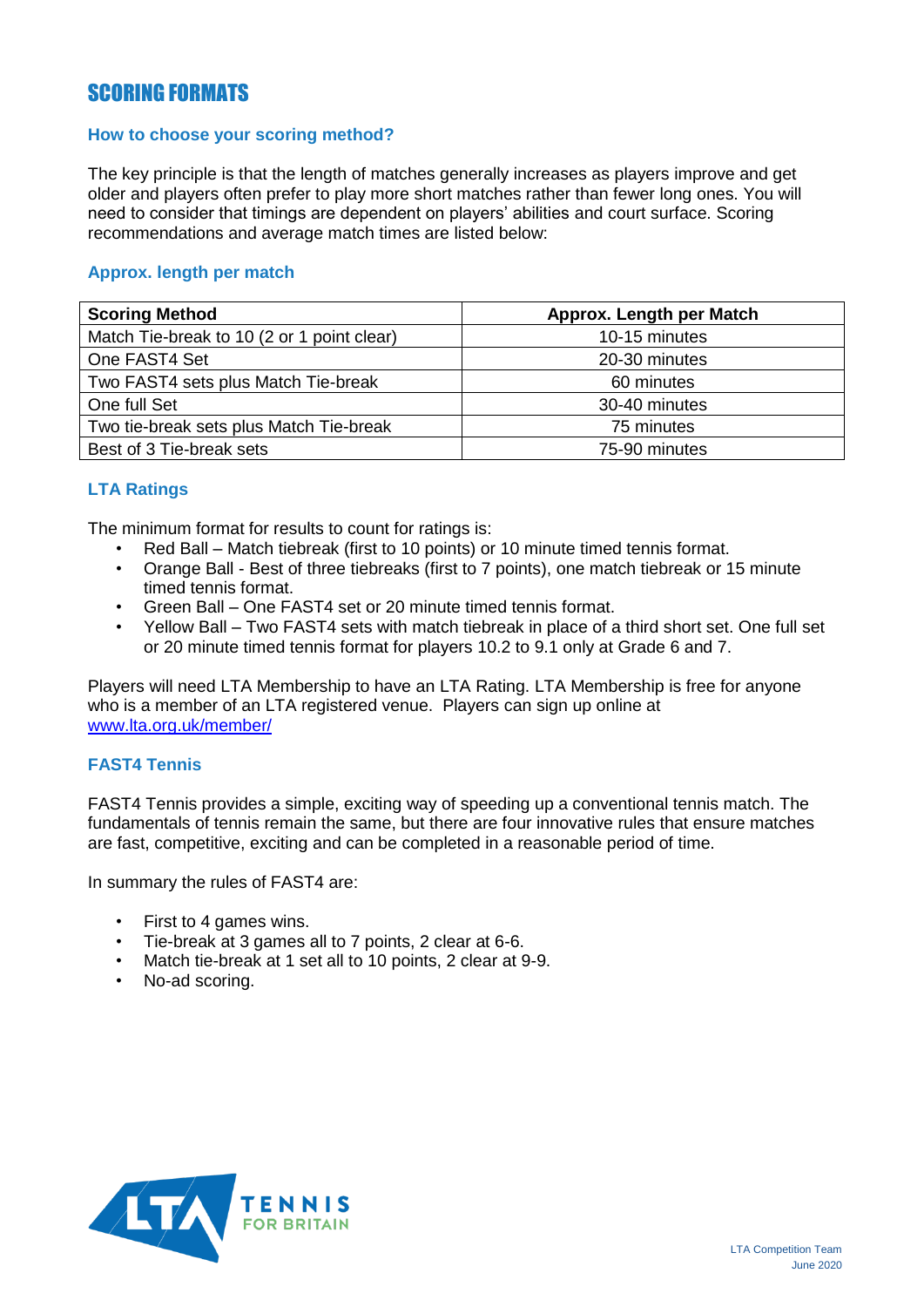# SCORING FORMATS

### How to choose your scoring method?

The key principle is that the length of matches generally increases as players improve and get older and players often prefer to play more short matches rather than fewer long ones. You will need to consider that timings are dependent on players' abilities and court surface. Scoring recommendations and average match times are listed below:

### Approx. length per match

| Scoring Method | Approx. Length per Match |
|---|---|
| Match Tie-break to 10 (2 or 1 point clear) | 10-15 minutes |
| One FAST4 Set | 20-30 minutes |
| Two FAST4 sets plus Match Tie-break | 60 minutes |
| One full Set | 30-40 minutes |
| Two tie-break sets plus Match Tie-break | 75 minutes |
| Best of 3 Tie-break sets | 75-90 minutes |

### LTA Ratings

The minimum format for results to count for ratings is:

- Red Ball – Match tiebreak (first to 10 points) or 10 minute timed tennis format.
- Orange Ball - Best of three tiebreaks (first to 7 points), one match tiebreak or 15 minute timed tennis format.
- Green Ball – One FAST4 set or 20 minute timed tennis format.
- Yellow Ball – Two FAST4 sets with match tiebreak in place of a third short set. One full set or 20 minute timed tennis format for players 10.2 to 9.1 only at Grade 6 and 7.

Players will need LTA Membership to have an LTA Rating. LTA Membership is free for anyone who is a member of an LTA registered venue. Players can sign up online at [www.lta.org.uk/member/](www.lta.org.uk/member/)

### FAST4 Tennis

FAST4 Tennis provides a simple, exciting way of speeding up a conventional tennis match. The fundamentals of tennis remain the same, but there are four innovative rules that ensure matches are fast, competitive, exciting and can be completed in a reasonable period of time.

In summary the rules of FAST4 are:

- First to 4 games wins.
- Tie-break at 3 games all to 7 points, 2 clear at 6-6.
- Match tie-break at 1 set all to 10 points, 2 clear at 9-9.
- No-ad scoring.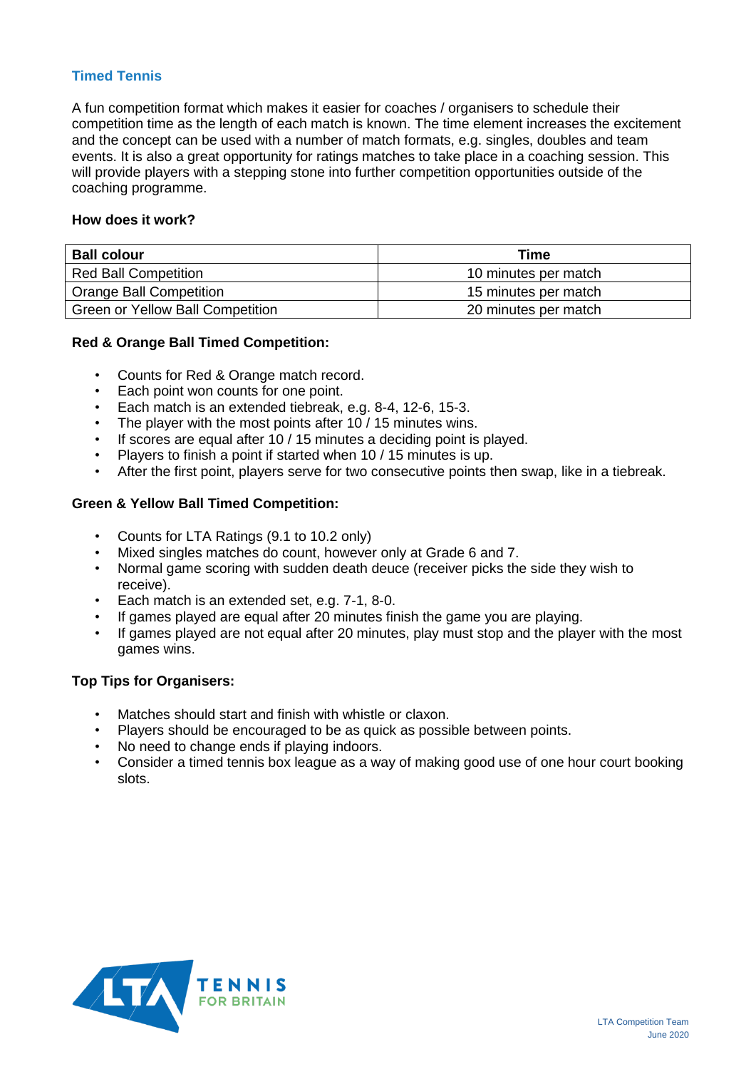## Timed Tennis

A fun competition format which makes it easier for coaches / organisers to schedule their competition time as the length of each match is known. The time element increases the excitement and the concept can be used with a number of match formats, e.g. singles, doubles and team events. It is also a great opportunity for ratings matches to take place in a coaching session. This will provide players with a stepping stone into further competition opportunities outside of the coaching programme.

**How does it work?**

| Ball colour | Time |
|---|---|
| Red Ball Competition | 10 minutes per match |
| Orange Ball Competition | 15 minutes per match |
| Green or Yellow Ball Competition | 20 minutes per match |

**Red & Orange Ball Timed Competition:**

- Counts for Red & Orange match record.
- Each point won counts for one point.
- Each match is an extended tiebreak, e.g. 8-4, 12-6, 15-3.
- The player with the most points after 10 / 15 minutes wins.
- If scores are equal after 10 / 15 minutes a deciding point is played.
- Players to finish a point if started when 10 / 15 minutes is up.
- After the first point, players serve for two consecutive points then swap, like in a tiebreak.

**Green & Yellow Ball Timed Competition:**

- Counts for LTA Ratings (9.1 to 10.2 only)
- Mixed singles matches do count, however only at Grade 6 and 7.
- Normal game scoring with sudden death deuce (receiver picks the side they wish to receive).
- Each match is an extended set, e.g. 7-1, 8-0.
- If games played are equal after 20 minutes finish the game you are playing.
- If games played are not equal after 20 minutes, play must stop and the player with the most games wins.

**Top Tips for Organisers:**

- Matches should start and finish with whistle or claxon.
- Players should be encouraged to be as quick as possible between points.
- No need to change ends if playing indoors.
- Consider a timed tennis box league as a way of making good use of one hour court booking slots.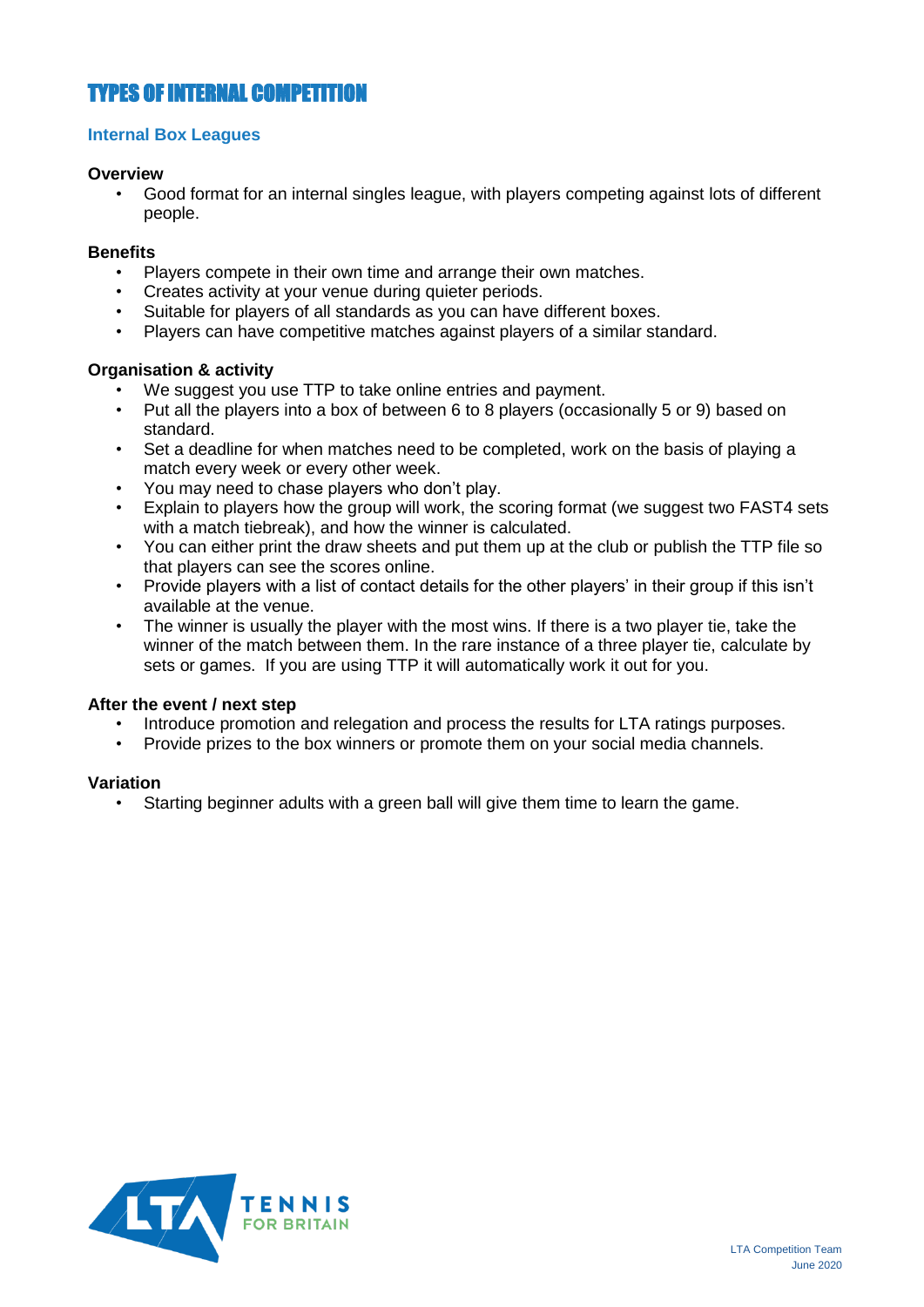# TYPES OF INTERNAL COMPETITION

## Internal Box Leagues

**Overview**

- Good format for an internal singles league, with players competing against lots of different people.

**Benefits**

- Players compete in their own time and arrange their own matches.
- Creates activity at your venue during quieter periods.
- Suitable for players of all standards as you can have different boxes.
- Players can have competitive matches against players of a similar standard.

**Organisation & activity**

- We suggest you use TTP to take online entries and payment.
- Put all the players into a box of between 6 to 8 players (occasionally 5 or 9) based on standard.
- Set a deadline for when matches need to be completed, work on the basis of playing a match every week or every other week.
- You may need to chase players who don't play.
- Explain to players how the group will work, the scoring format (we suggest two FAST4 sets with a match tiebreak), and how the winner is calculated.
- You can either print the draw sheets and put them up at the club or publish the TTP file so that players can see the scores online.
- Provide players with a list of contact details for the other players' in their group if this isn't available at the venue.
- The winner is usually the player with the most wins. If there is a two player tie, take the winner of the match between them. In the rare instance of a three player tie, calculate by sets or games. If you are using TTP it will automatically work it out for you.

**After the event / next step**

- Introduce promotion and relegation and process the results for LTA ratings purposes.
- Provide prizes to the box winners or promote them on your social media channels.

**Variation**

- Starting beginner adults with a green ball will give them time to learn the game.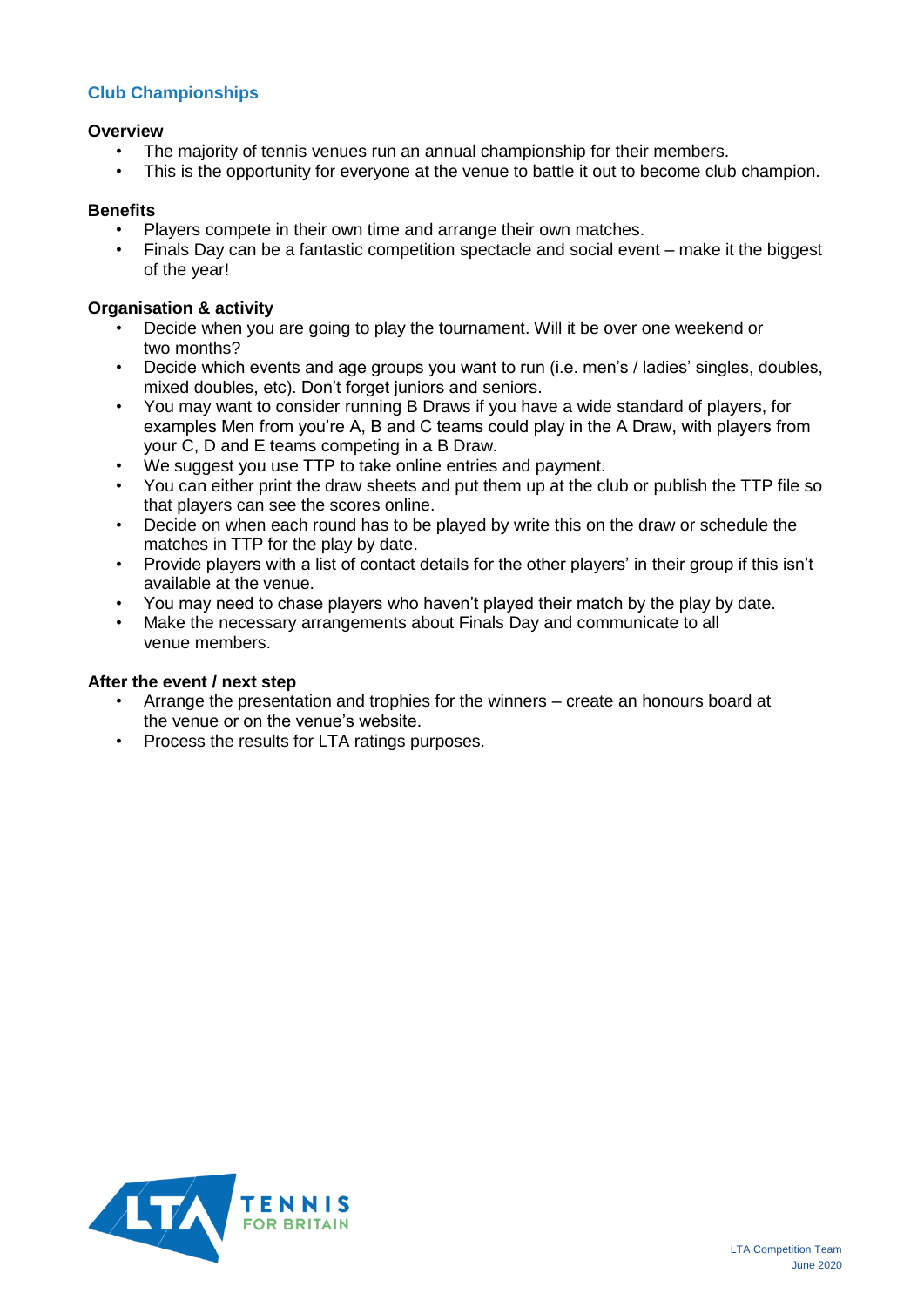## Club Championships

**Overview**

- The majority of tennis venues run an annual championship for their members.
- This is the opportunity for everyone at the venue to battle it out to become club champion.

**Benefits**

- Players compete in their own time and arrange their own matches.
- Finals Day can be a fantastic competition spectacle and social event – make it the biggest of the year!

**Organisation & activity**

- Decide when you are going to play the tournament. Will it be over one weekend or two months?
- Decide which events and age groups you want to run (i.e. men's / ladies' singles, doubles, mixed doubles, etc). Don't forget juniors and seniors.
- You may want to consider running B Draws if you have a wide standard of players, for examples Men from you're A, B and C teams could play in the A Draw, with players from your C, D and E teams competing in a B Draw.
- We suggest you use TTP to take online entries and payment.
- You can either print the draw sheets and put them up at the club or publish the TTP file so that players can see the scores online.
- Decide on when each round has to be played by write this on the draw or schedule the matches in TTP for the play by date.
- Provide players with a list of contact details for the other players' in their group if this isn't available at the venue.
- You may need to chase players who haven't played their match by the play by date.
- Make the necessary arrangements about Finals Day and communicate to all venue members.

**After the event / next step**

- Arrange the presentation and trophies for the winners – create an honours board at the venue or on the venue's website.
- Process the results for LTA ratings purposes.

LTA Competition Team
June 2020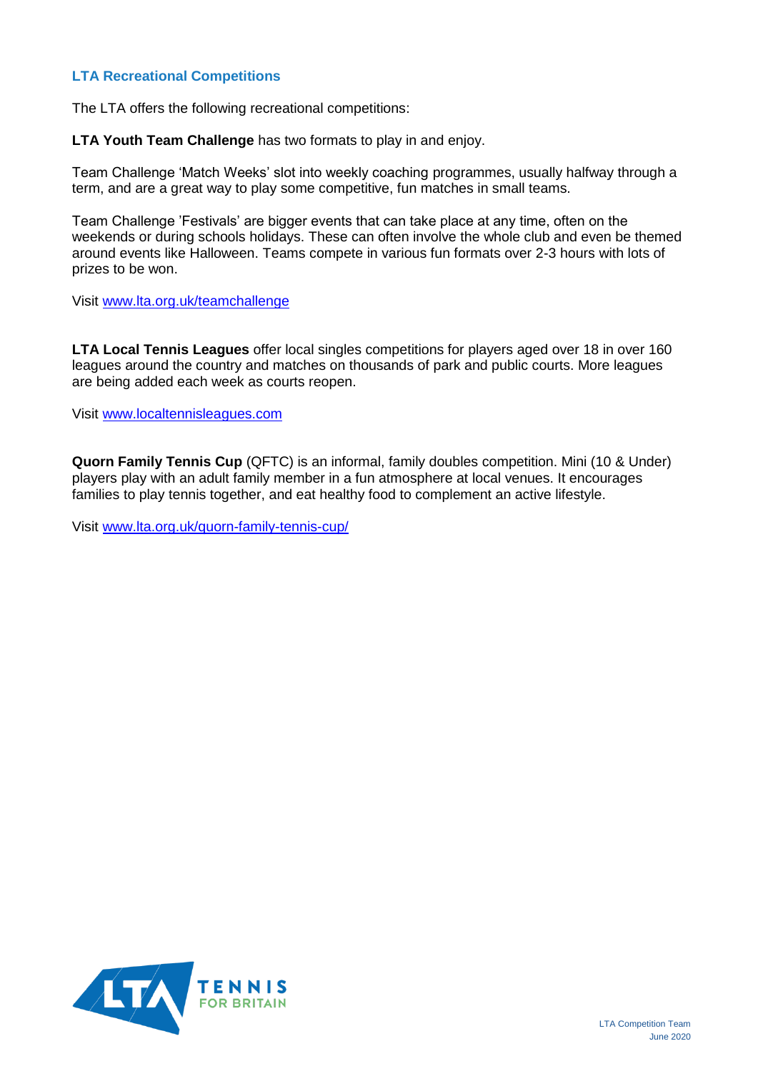## LTA Recreational Competitions

The LTA offers the following recreational competitions:

**LTA Youth Team Challenge** has two formats to play in and enjoy.

Team Challenge 'Match Weeks' slot into weekly coaching programmes, usually halfway through a term, and are a great way to play some competitive, fun matches in small teams.

Team Challenge 'Festivals' are bigger events that can take place at any time, often on the weekends or during schools holidays. These can often involve the whole club and even be themed around events like Halloween. Teams compete in various fun formats over 2-3 hours with lots of prizes to be won.

Visit [www.lta.org.uk/teamchallenge](www.lta.org.uk/teamchallenge)

**LTA Local Tennis Leagues** offer local singles competitions for players aged over 18 in over 160 leagues around the country and matches on thousands of park and public courts. More leagues are being added each week as courts reopen.

Visit [www.localtennisleagues.com](www.localtennisleagues.com)

**Quorn Family Tennis Cup** (QFTC) is an informal, family doubles competition. Mini (10 & Under) players play with an adult family member in a fun atmosphere at local venues. It encourages families to play tennis together, and eat healthy food to complement an active lifestyle.

Visit [www.lta.org.uk/quorn-family-tennis-cup/](www.lta.org.uk/quorn-family-tennis-cup/)

LTA Competition Team
June 2020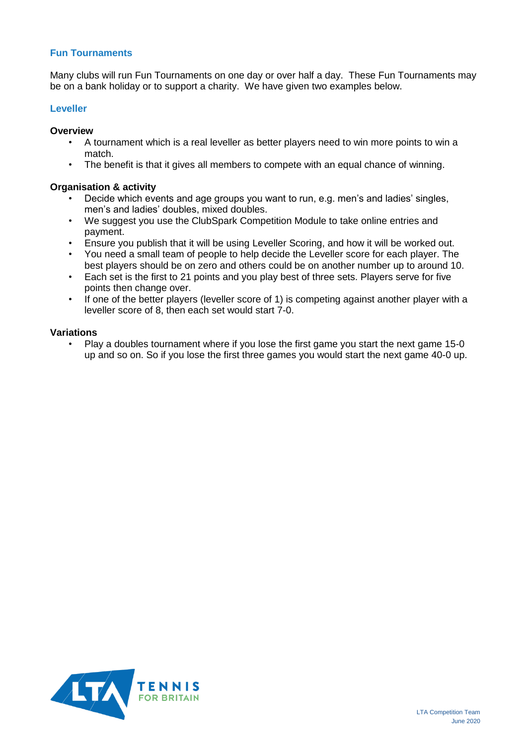## Fun Tournaments

Many clubs will run Fun Tournaments on one day or over half a day. These Fun Tournaments may be on a bank holiday or to support a charity. We have given two examples below.

### Leveller

**Overview**

- A tournament which is a real leveller as better players need to win more points to win a match.
- The benefit is that it gives all members to compete with an equal chance of winning.

**Organisation & activity**

- Decide which events and age groups you want to run, e.g. men's and ladies' singles, men's and ladies' doubles, mixed doubles.
- We suggest you use the ClubSpark Competition Module to take online entries and payment.
- Ensure you publish that it will be using Leveller Scoring, and how it will be worked out.
- You need a small team of people to help decide the Leveller score for each player. The best players should be on zero and others could be on another number up to around 10.
- Each set is the first to 21 points and you play best of three sets. Players serve for five points then change over.
- If one of the better players (leveller score of 1) is competing against another player with a leveller score of 8, then each set would start 7-0.

**Variations**

- Play a doubles tournament where if you lose the first game you start the next game 15-0 up and so on. So if you lose the first three games you would start the next game 40-0 up.

LTA Competition Team
June 2020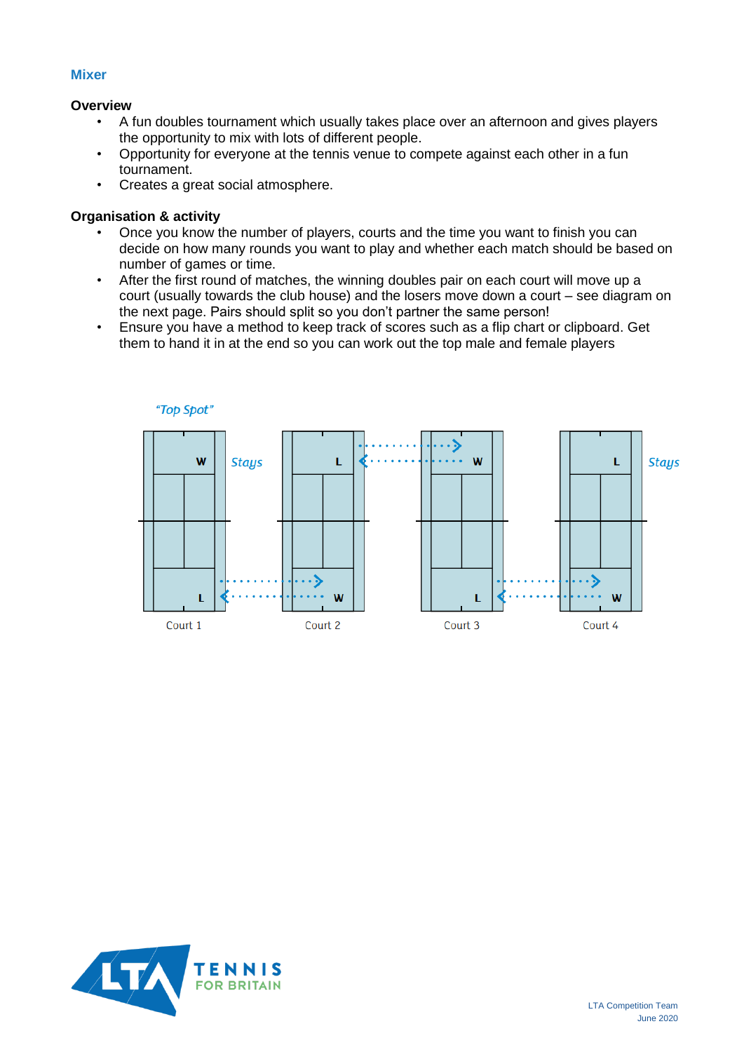## Mixer

### Overview

- A fun doubles tournament which usually takes place over an afternoon and gives players the opportunity to mix with lots of different people.
- Opportunity for everyone at the tennis venue to compete against each other in a fun tournament.
- Creates a great social atmosphere.

### Organisation & activity

- Once you know the number of players, courts and the time you want to finish you can decide on how many rounds you want to play and whether each match should be based on number of games or time.
- After the first round of matches, the winning doubles pair on each court will move up a court (usually towards the club house) and the losers move down a court – see diagram on the next page. Pairs should split so you don't partner the same person!
- Ensure you have a method to keep track of scores such as a flip chart or clipboard. Get them to hand it in at the end so you can work out the top male and female players

"Top Spot"

W Stays

L

Court 1

L

W

Court 2

W

L

Court 3

L Stays

W

Court 4

LTA Competition Team
June 2020